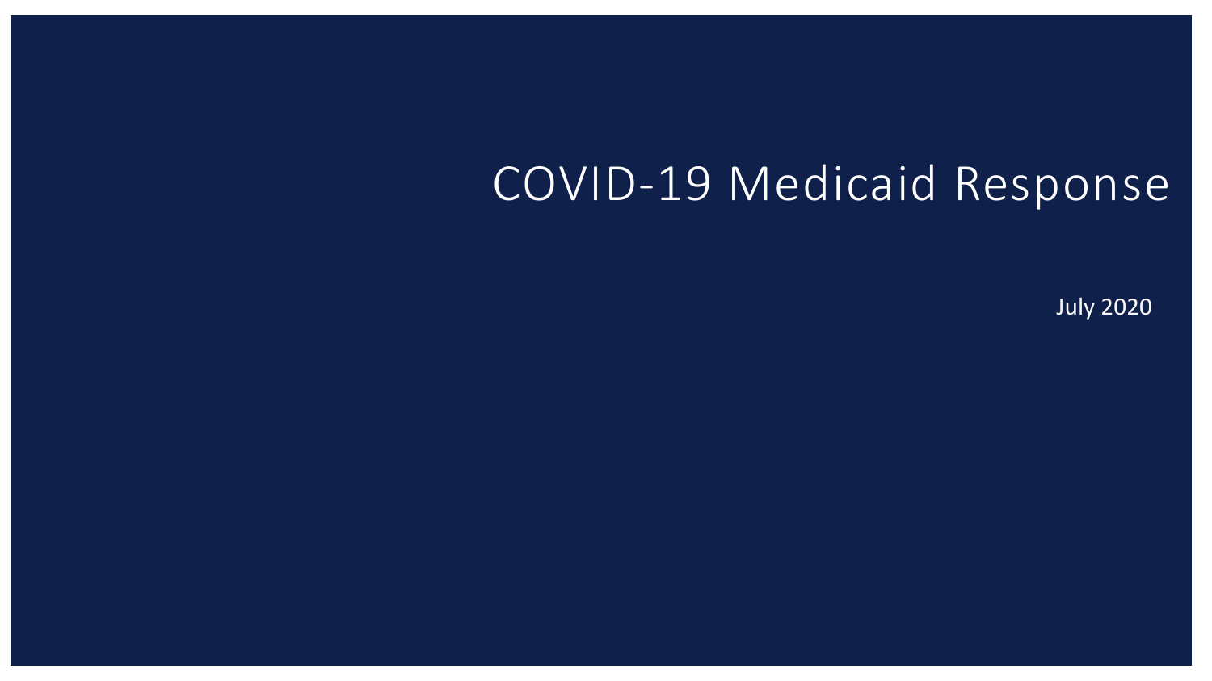# COVID-19 Medicaid Response

July 2020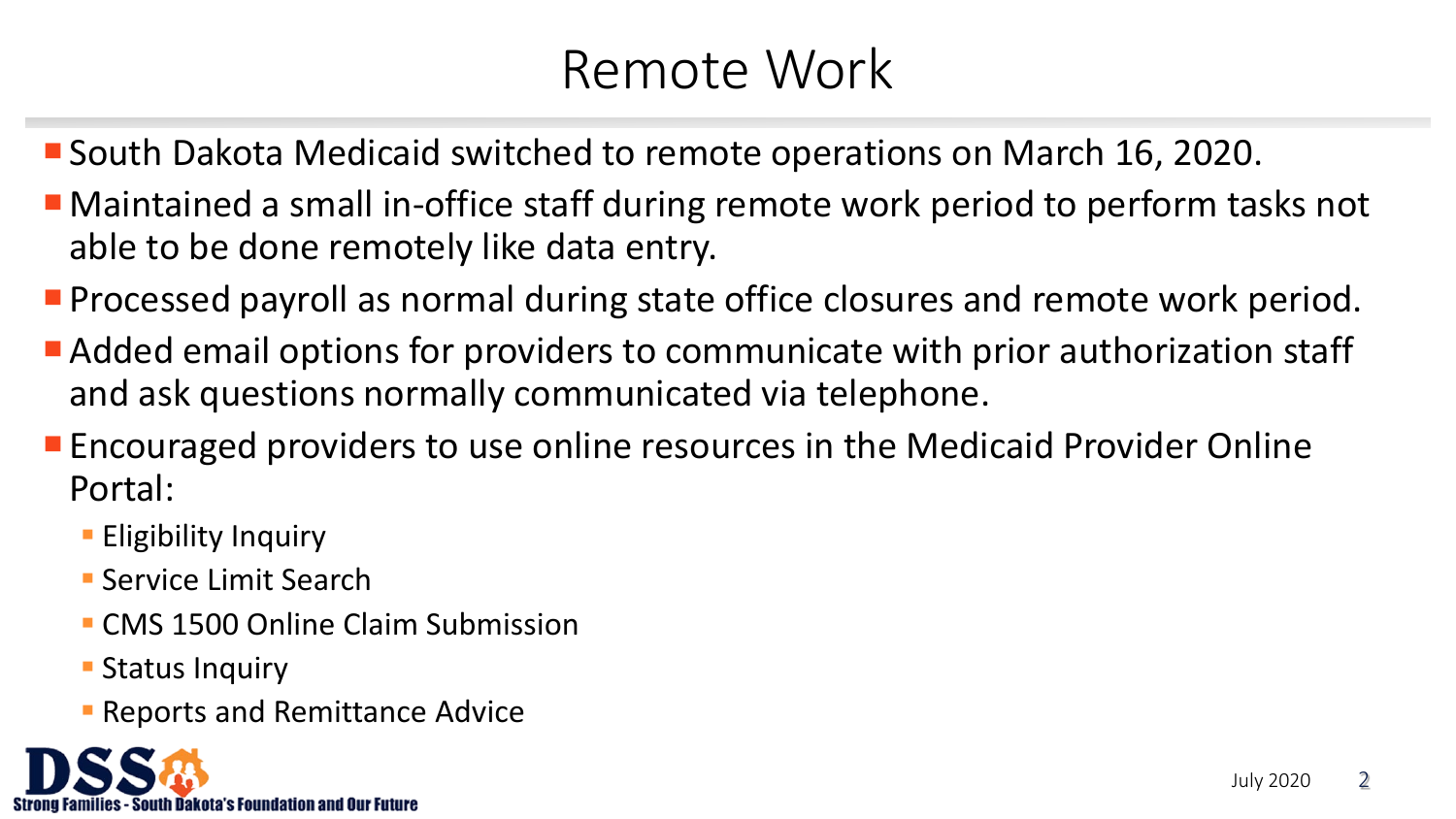# Remote Work

- South Dakota Medicaid switched to remote operations on March 16, 2020.
- Maintained a small in-office staff during remote work period to perform tasks not able to be done remotely like data entry.
- Processed payroll as normal during state office closures and remote work period.
- Added email options for providers to communicate with prior authorization staff and ask questions normally communicated via telephone.
- Encouraged providers to use online resources in the Medicaid Provider Online Portal:
  - Eligibility Inquiry
  - Service Limit Search
  - CMS 1500 Online Claim Submission
  - Status Inquiry
  - Reports and Remittance Advice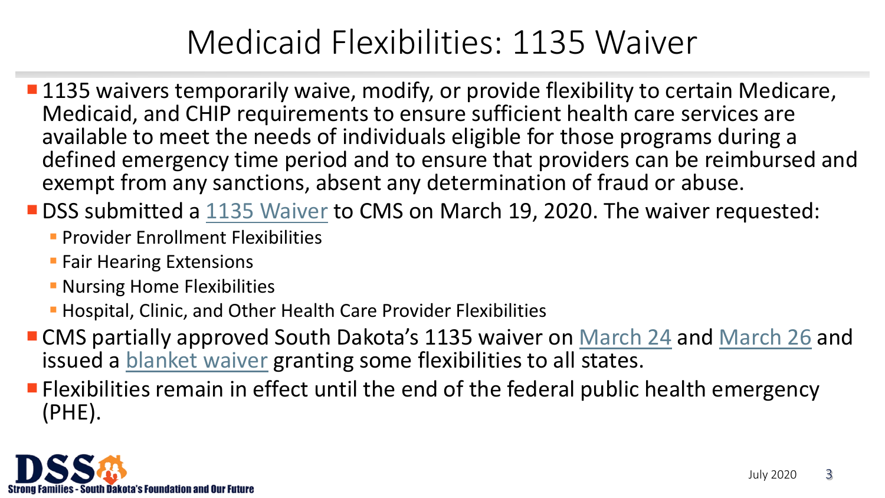# Medicaid Flexibilities: 1135 Waiver

- 1135 waivers temporarily waive, modify, or provide flexibility to certain Medicare, Medicaid, and CHIP requirements to ensure sufficient health care services are available to meet the needs of individuals eligible for those programs during a defined emergency time period and to ensure that providers can be reimbursed and exempt from any sanctions, absent any determination of fraud or abuse.
- DSS submitted a 1135 Waiver to CMS on March 19, 2020. The waiver requested:
  - Provider Enrollment Flexibilities
  - Fair Hearing Extensions
  - Nursing Home Flexibilities
  - Hospital, Clinic, and Other Health Care Provider Flexibilities
- CMS partially approved South Dakota's 1135 waiver on March 24 and March 26 and issued a blanket waiver granting some flexibilities to all states.
- Flexibilities remain in effect until the end of the federal public health emergency (PHE).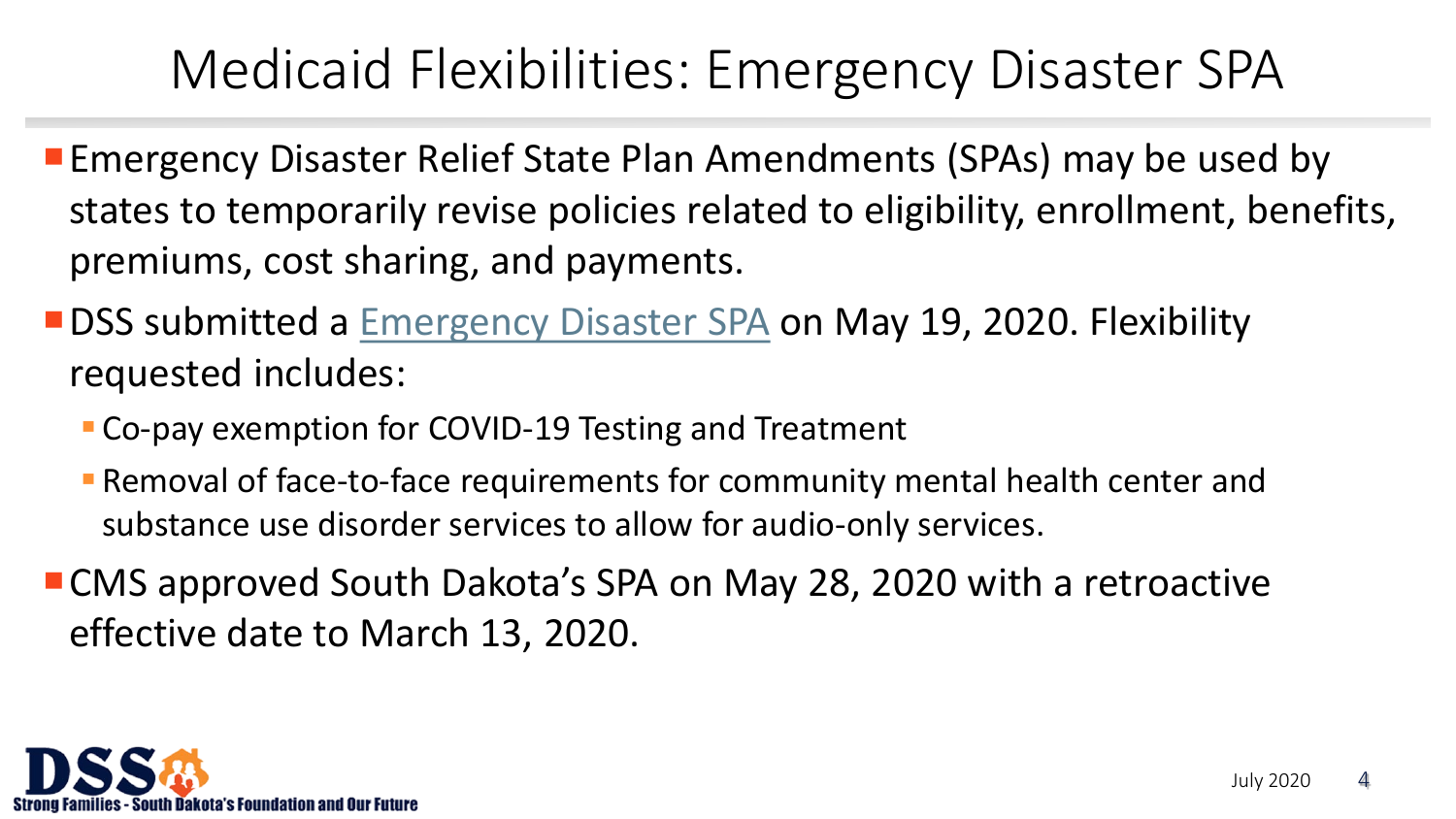# Medicaid Flexibilities: Emergency Disaster SPA

- Emergency Disaster Relief State Plan Amendments (SPAs) may be used by states to temporarily revise policies related to eligibility, enrollment, benefits, premiums, cost sharing, and payments.
- DSS submitted a Emergency Disaster SPA on May 19, 2020. Flexibility requested includes:
  - Co-pay exemption for COVID-19 Testing and Treatment
  - Removal of face-to-face requirements for community mental health center and substance use disorder services to allow for audio-only services.
- CMS approved South Dakota's SPA on May 28, 2020 with a retroactive effective date to March 13, 2020.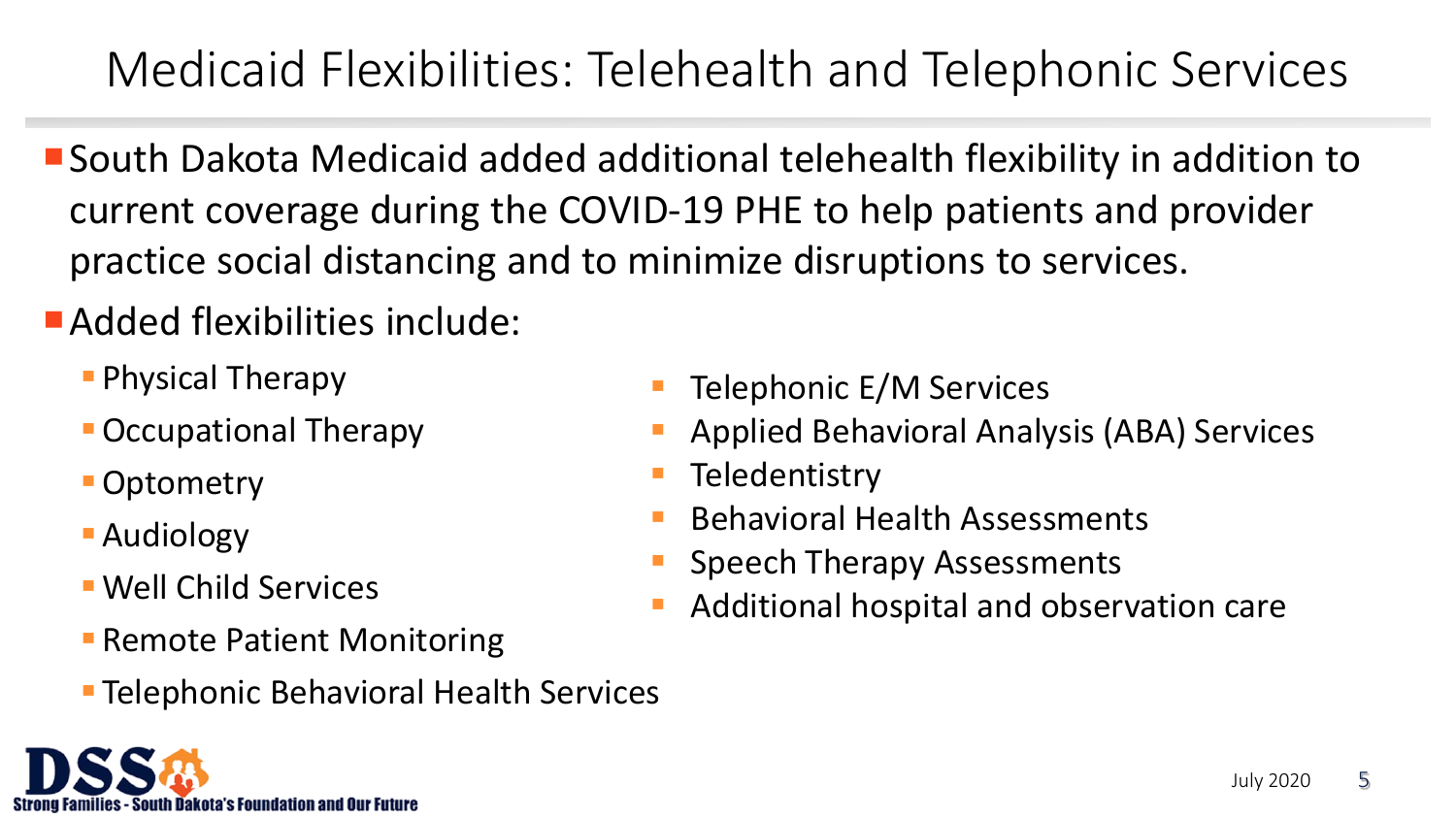# Medicaid Flexibilities: Telehealth and Telephonic Services

- South Dakota Medicaid added additional telehealth flexibility in addition to current coverage during the COVID-19 PHE to help patients and provider practice social distancing and to minimize disruptions to services.
- Added flexibilities include:
  - Physical Therapy
  - Occupational Therapy
  - Optometry
  - Audiology
  - Well Child Services
  - Remote Patient Monitoring
  - Telephonic Behavioral Health Services
  - Telephonic E/M Services
  - Applied Behavioral Analysis (ABA) Services
  - Teledentistry
  - Behavioral Health Assessments
  - Speech Therapy Assessments
  - Additional hospital and observation care

DSS Strong Families - South Dakota's Foundation and Our Future

July 2020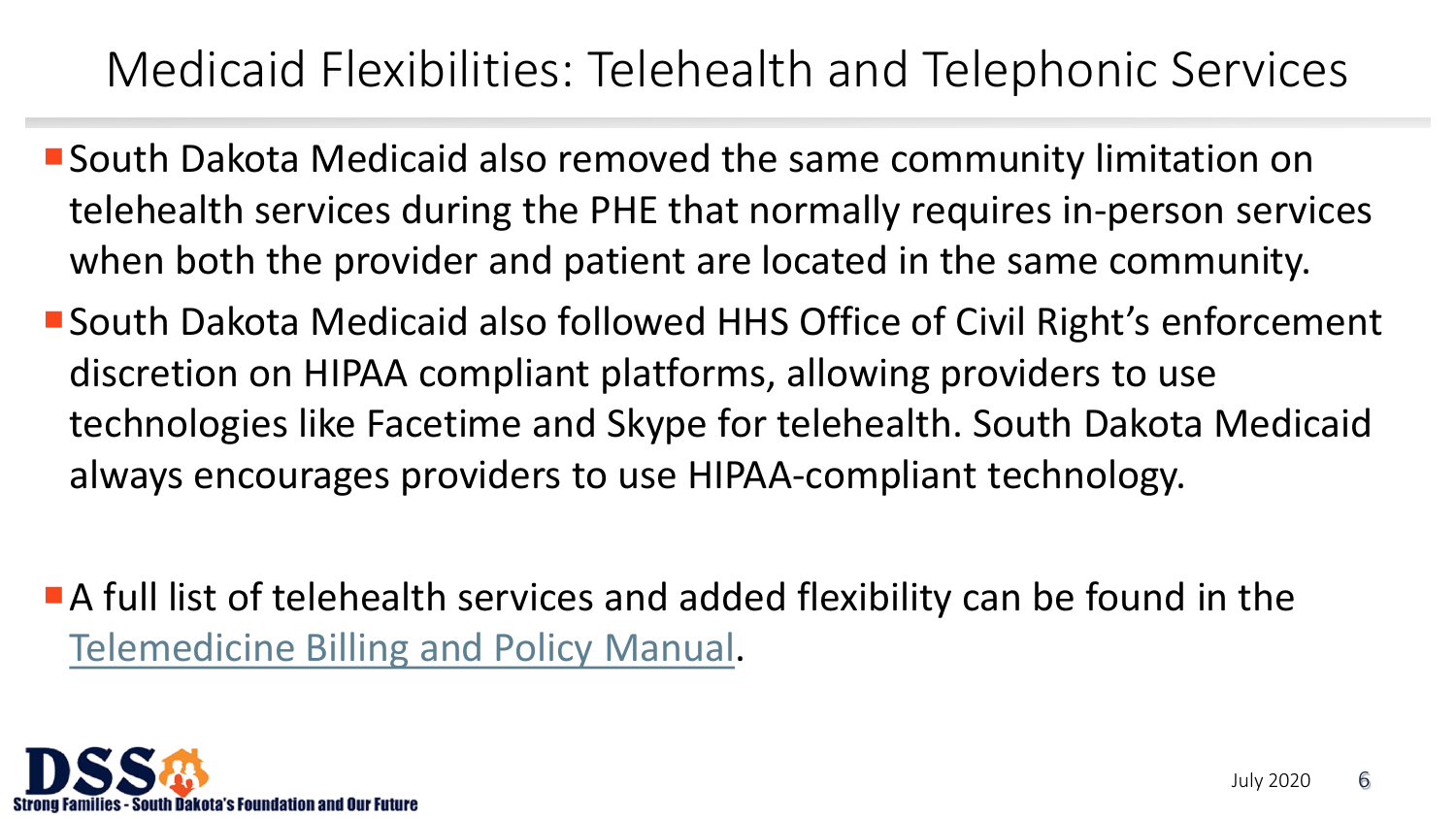# Medicaid Flexibilities: Telehealth and Telephonic Services

- South Dakota Medicaid also removed the same community limitation on telehealth services during the PHE that normally requires in-person services when both the provider and patient are located in the same community.
- South Dakota Medicaid also followed HHS Office of Civil Right's enforcement discretion on HIPAA compliant platforms, allowing providers to use technologies like Facetime and Skype for telehealth. South Dakota Medicaid always encourages providers to use HIPAA-compliant technology.

- A full list of telehealth services and added flexibility can be found in the Telemedicine Billing and Policy Manual.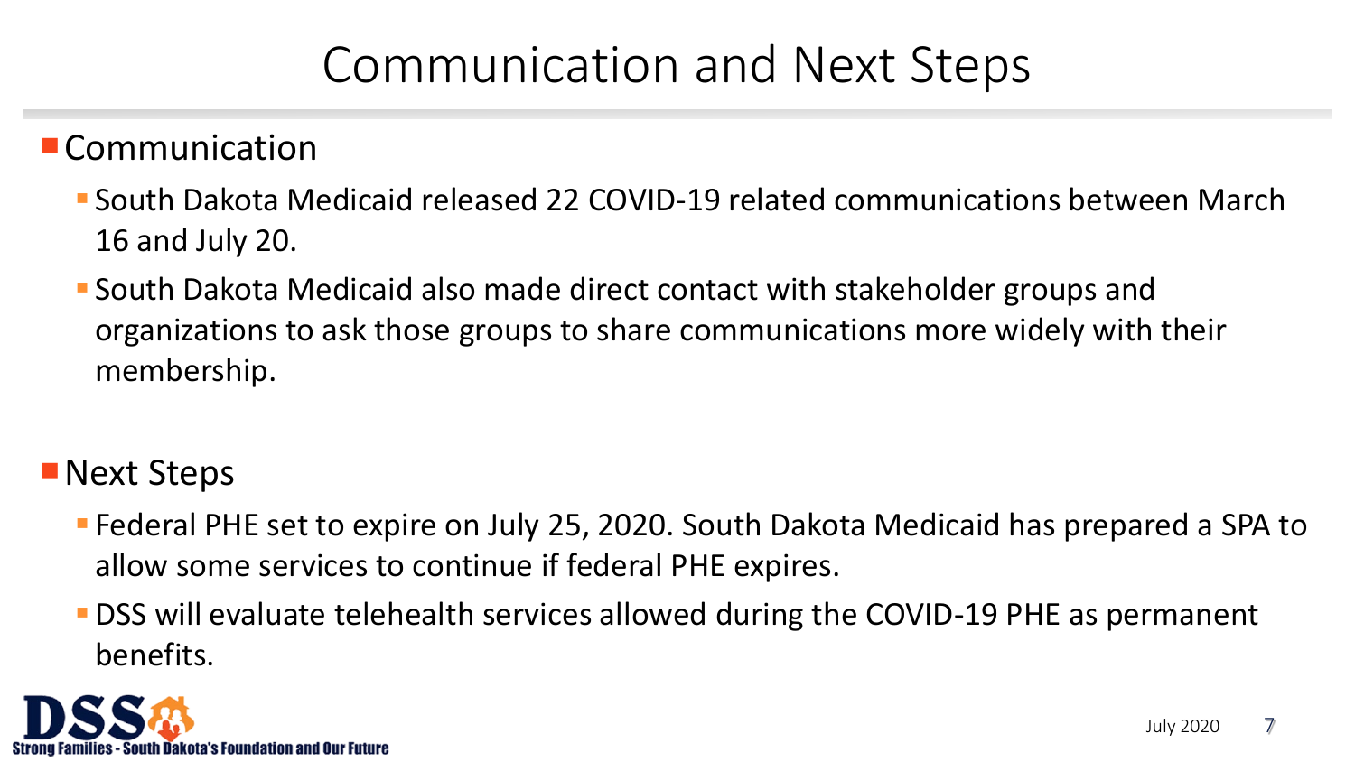# Communication and Next Steps

- Communication
  - South Dakota Medicaid released 22 COVID-19 related communications between March 16 and July 20.
  - South Dakota Medicaid also made direct contact with stakeholder groups and organizations to ask those groups to share communications more widely with their membership.

- Next Steps
  - Federal PHE set to expire on July 25, 2020. South Dakota Medicaid has prepared a SPA to allow some services to continue if federal PHE expires.
  - DSS will evaluate telehealth services allowed during the COVID-19 PHE as permanent benefits.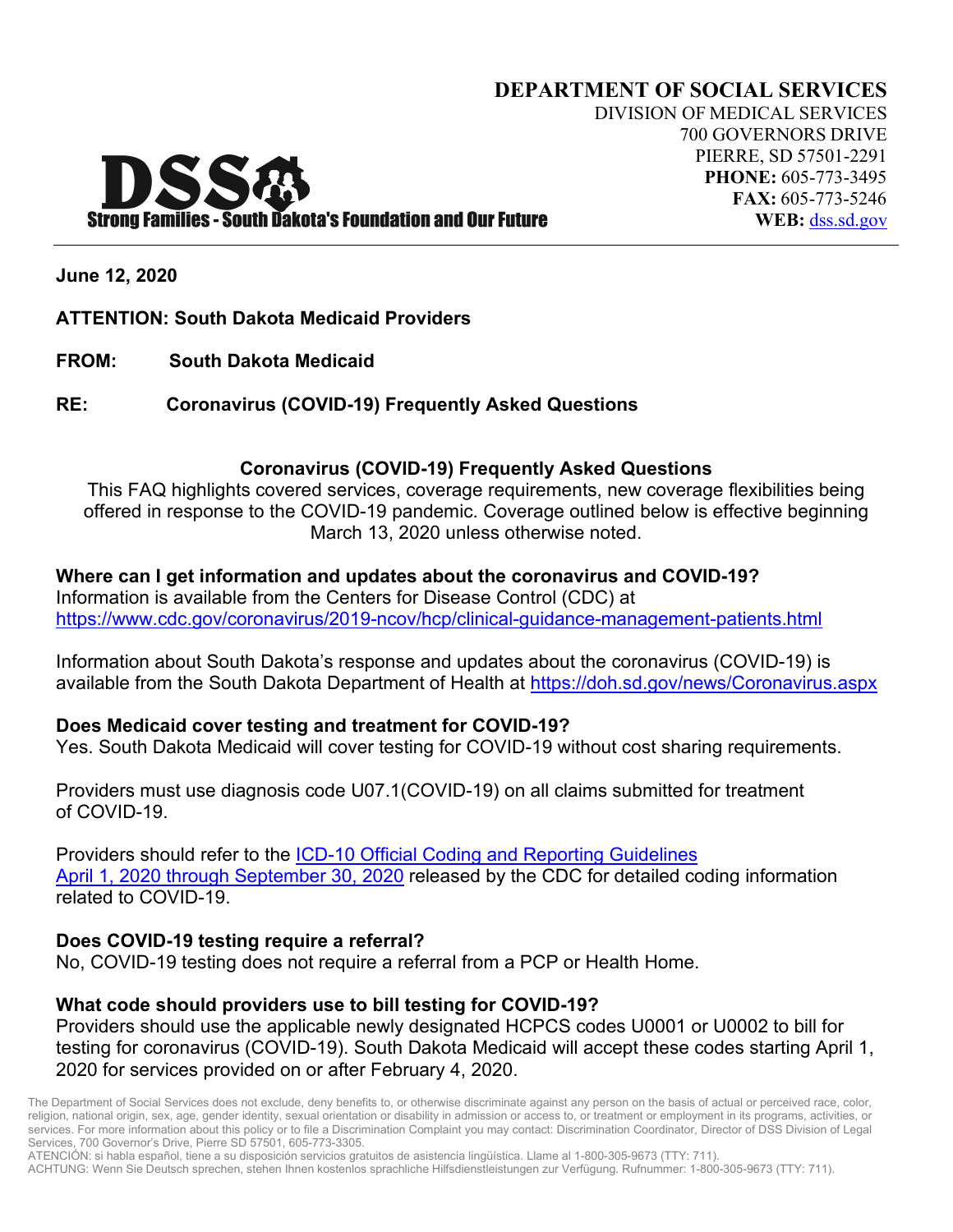**DEPARTMENT OF SOCIAL SERVICES**
DIVISION OF MEDICAL SERVICES
700 GOVERNORS DRIVE
PIERRE, SD 57501-2291
**PHONE:** 605-773-3495
**FAX:** 605-773-5246
**WEB:** [dss.sd.gov](dss.sd.gov)

DSS
Strong Families - South Dakota's Foundation and Our Future

**June 12, 2020**

**ATTENTION: South Dakota Medicaid Providers**

**FROM: South Dakota Medicaid**

**RE: Coronavirus (COVID-19) Frequently Asked Questions**

## Coronavirus (COVID-19) Frequently Asked Questions

This FAQ highlights covered services, coverage requirements, new coverage flexibilities being offered in response to the COVID-19 pandemic. Coverage outlined below is effective beginning March 13, 2020 unless otherwise noted.

**Where can I get information and updates about the coronavirus and COVID-19?**
Information is available from the Centers for Disease Control (CDC) at https://www.cdc.gov/coronavirus/2019-ncov/hcp/clinical-guidance-management-patients.html

Information about South Dakota's response and updates about the coronavirus (COVID-19) is available from the South Dakota Department of Health at https://doh.sd.gov/news/Coronavirus.aspx

**Does Medicaid cover testing and treatment for COVID-19?**
Yes. South Dakota Medicaid will cover testing for COVID-19 without cost sharing requirements.

Providers must use diagnosis code U07.1(COVID-19) on all claims submitted for treatment of COVID-19.

Providers should refer to the ICD-10 Official Coding and Reporting Guidelines April 1, 2020 through September 30, 2020 released by the CDC for detailed coding information related to COVID-19.

**Does COVID-19 testing require a referral?**
No, COVID-19 testing does not require a referral from a PCP or Health Home.

**What code should providers use to bill testing for COVID-19?**
Providers should use the applicable newly designated HCPCS codes U0001 or U0002 to bill for testing for coronavirus (COVID-19). South Dakota Medicaid will accept these codes starting April 1, 2020 for services provided on or after February 4, 2020.

The Department of Social Services does not exclude, deny benefits to, or otherwise discriminate against any person on the basis of actual or perceived race, color, religion, national origin, sex, age, gender identity, sexual orientation or disability in admission or access to, or treatment or employment in its programs, activities, or services. For more information about this policy or to file a Discrimination Complaint you may contact: Discrimination Coordinator, Director of DSS Division of Legal Services, 700 Governor's Drive, Pierre SD 57501, 605-773-3305.
ATENCIÓN: si habla español, tiene a su disposición servicios gratuitos de asistencia lingüística. Llame al 1-800-305-9673 (TTY: 711).
ACHTUNG: Wenn Sie Deutsch sprechen, stehen Ihnen kostenlos sprachliche Hilfsdienstleistungen zur Verfügung. Rufnummer: 1-800-305-9673 (TTY: 711).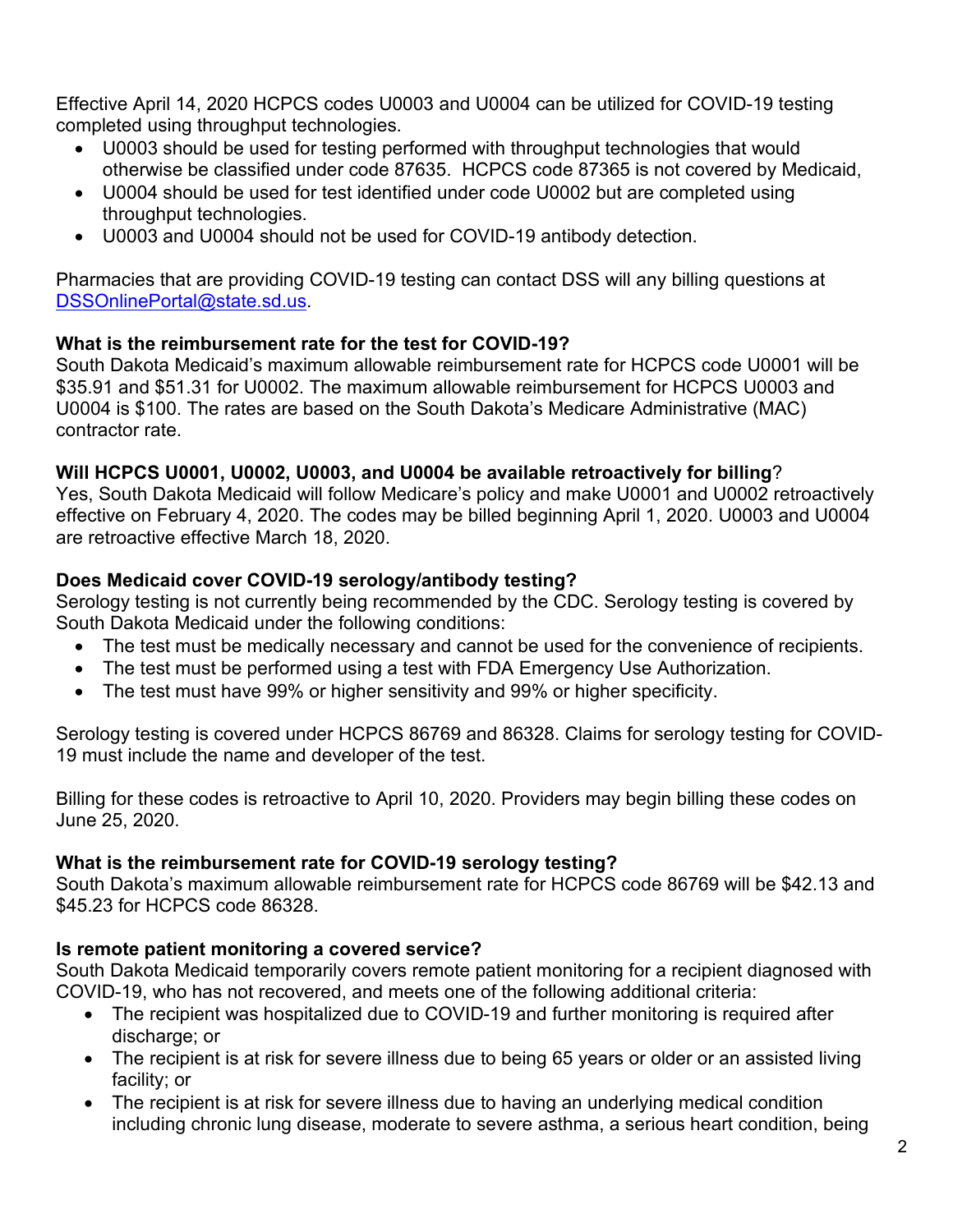Effective April 14, 2020 HCPCS codes U0003 and U0004 can be utilized for COVID-19 testing completed using throughput technologies.

- U0003 should be used for testing performed with throughput technologies that would otherwise be classified under code 87635. HCPCS code 87365 is not covered by Medicaid,
- U0004 should be used for test identified under code U0002 but are completed using throughput technologies.
- U0003 and U0004 should not be used for COVID-19 antibody detection.

Pharmacies that are providing COVID-19 testing can contact DSS will any billing questions at [DSSOnlinePortal@state.sd.us](mailto:DSSOnlinePortal@state.sd.us).

**What is the reimbursement rate for the test for COVID-19?**
South Dakota Medicaid's maximum allowable reimbursement rate for HCPCS code U0001 will be $35.91 and $51.31 for U0002. The maximum allowable reimbursement for HCPCS U0003 and U0004 is $100. The rates are based on the South Dakota's Medicare Administrative (MAC) contractor rate.

**Will HCPCS U0001, U0002, U0003, and U0004 be available retroactively for billing**?
Yes, South Dakota Medicaid will follow Medicare's policy and make U0001 and U0002 retroactively effective on February 4, 2020. The codes may be billed beginning April 1, 2020. U0003 and U0004 are retroactive effective March 18, 2020.

**Does Medicaid cover COVID-19 serology/antibody testing?**
Serology testing is not currently being recommended by the CDC. Serology testing is covered by South Dakota Medicaid under the following conditions:

- The test must be medically necessary and cannot be used for the convenience of recipients.
- The test must be performed using a test with FDA Emergency Use Authorization.
- The test must have 99% or higher sensitivity and 99% or higher specificity.

Serology testing is covered under HCPCS 86769 and 86328. Claims for serology testing for COVID-19 must include the name and developer of the test.

Billing for these codes is retroactive to April 10, 2020. Providers may begin billing these codes on June 25, 2020.

**What is the reimbursement rate for COVID-19 serology testing?**
South Dakota's maximum allowable reimbursement rate for HCPCS code 86769 will be $42.13 and $45.23 for HCPCS code 86328.

**Is remote patient monitoring a covered service?**
South Dakota Medicaid temporarily covers remote patient monitoring for a recipient diagnosed with COVID-19, who has not recovered, and meets one of the following additional criteria:

- The recipient was hospitalized due to COVID-19 and further monitoring is required after discharge; or
- The recipient is at risk for severe illness due to being 65 years or older or an assisted living facility; or
- The recipient is at risk for severe illness due to having an underlying medical condition including chronic lung disease, moderate to severe asthma, a serious heart condition, being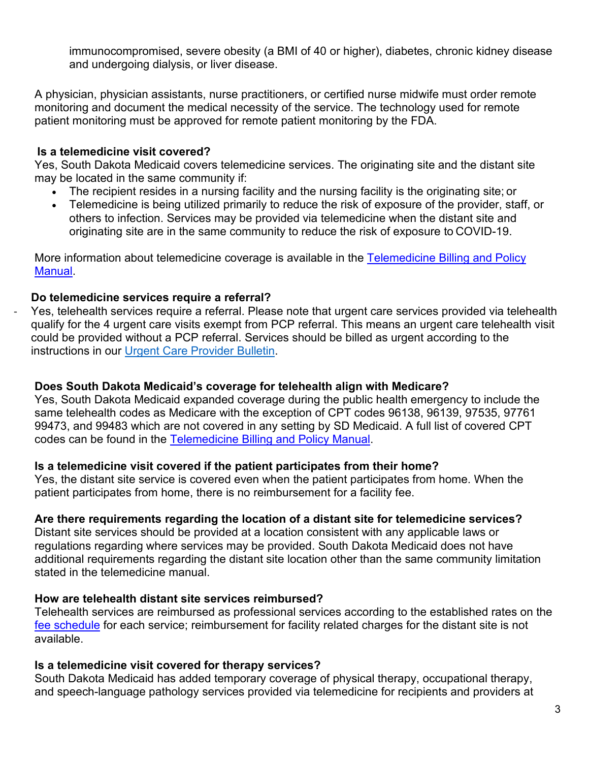immunocompromised, severe obesity (a BMI of 40 or higher), diabetes, chronic kidney disease and undergoing dialysis, or liver disease.

A physician, physician assistants, nurse practitioners, or certified nurse midwife must order remote monitoring and document the medical necessity of the service. The technology used for remote patient monitoring must be approved for remote patient monitoring by the FDA.

**Is a telemedicine visit covered?**

Yes, South Dakota Medicaid covers telemedicine services. The originating site and the distant site may be located in the same community if:

- The recipient resides in a nursing facility and the nursing facility is the originating site; or
- Telemedicine is being utilized primarily to reduce the risk of exposure of the provider, staff, or others to infection. Services may be provided via telemedicine when the distant site and originating site are in the same community to reduce the risk of exposure to COVID-19.

More information about telemedicine coverage is available in the [Telemedicine Billing and Policy Manual](#).

**Do telemedicine services require a referral?**

- Yes, telehealth services require a referral. Please note that urgent care services provided via telehealth qualify for the 4 urgent care visits exempt from PCP referral. This means an urgent care telehealth visit could be provided without a PCP referral. Services should be billed as urgent according to the instructions in our [Urgent Care Provider Bulletin](#).

**Does South Dakota Medicaid's coverage for telehealth align with Medicare?**

Yes, South Dakota Medicaid expanded coverage during the public health emergency to include the same telehealth codes as Medicare with the exception of CPT codes 96138, 96139, 97535, 97761 99473, and 99483 which are not covered in any setting by SD Medicaid. A full list of covered CPT codes can be found in the [Telemedicine Billing and Policy Manual](#).

**Is a telemedicine visit covered if the patient participates from their home?**

Yes, the distant site service is covered even when the patient participates from home. When the patient participates from home, there is no reimbursement for a facility fee.

**Are there requirements regarding the location of a distant site for telemedicine services?**

Distant site services should be provided at a location consistent with any applicable laws or regulations regarding where services may be provided. South Dakota Medicaid does not have additional requirements regarding the distant site location other than the same community limitation stated in the telemedicine manual.

**How are telehealth distant site services reimbursed?**

Telehealth services are reimbursed as professional services according to the established rates on the [fee schedule](#) for each service; reimbursement for facility related charges for the distant site is not available.

**Is a telemedicine visit covered for therapy services?**

South Dakota Medicaid has added temporary coverage of physical therapy, occupational therapy, and speech-language pathology services provided via telemedicine for recipients and providers at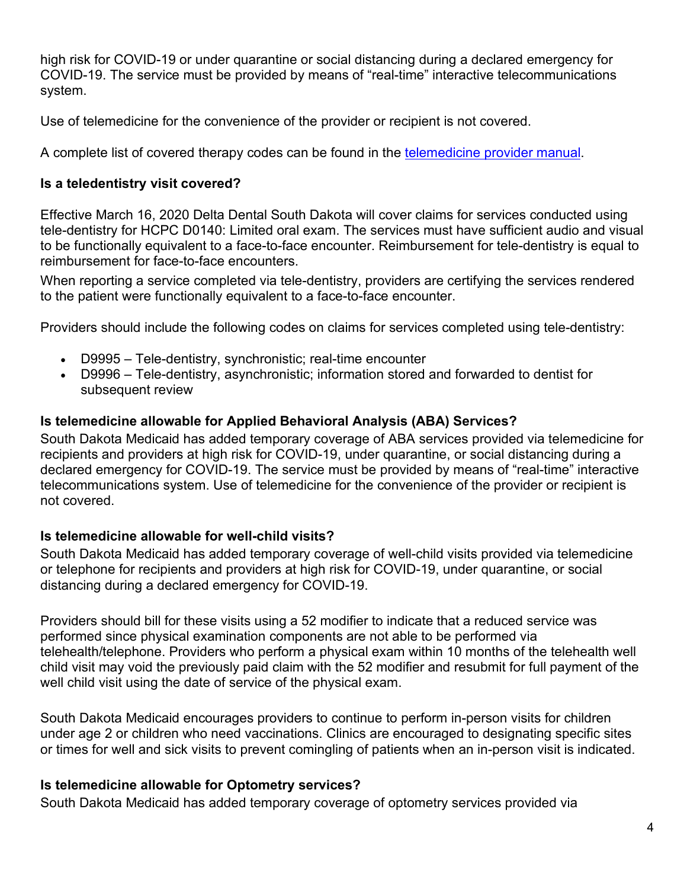high risk for COVID-19 or under quarantine or social distancing during a declared emergency for COVID-19. The service must be provided by means of "real-time" interactive telecommunications system.

Use of telemedicine for the convenience of the provider or recipient is not covered.

A complete list of covered therapy codes can be found in the telemedicine provider manual.

### Is a teledentistry visit covered?

Effective March 16, 2020 Delta Dental South Dakota will cover claims for services conducted using tele-dentistry for HCPC D0140: Limited oral exam. The services must have sufficient audio and visual to be functionally equivalent to a face-to-face encounter. Reimbursement for tele-dentistry is equal to reimbursement for face-to-face encounters.

When reporting a service completed via tele-dentistry, providers are certifying the services rendered to the patient were functionally equivalent to a face-to-face encounter.

Providers should include the following codes on claims for services completed using tele-dentistry:

- D9995 – Tele-dentistry, synchronistic; real-time encounter
- D9996 – Tele-dentistry, asynchronistic; information stored and forwarded to dentist for subsequent review

### Is telemedicine allowable for Applied Behavioral Analysis (ABA) Services?

South Dakota Medicaid has added temporary coverage of ABA services provided via telemedicine for recipients and providers at high risk for COVID-19, under quarantine, or social distancing during a declared emergency for COVID-19. The service must be provided by means of "real-time" interactive telecommunications system. Use of telemedicine for the convenience of the provider or recipient is not covered.

### Is telemedicine allowable for well-child visits?

South Dakota Medicaid has added temporary coverage of well-child visits provided via telemedicine or telephone for recipients and providers at high risk for COVID-19, under quarantine, or social distancing during a declared emergency for COVID-19.

Providers should bill for these visits using a 52 modifier to indicate that a reduced service was performed since physical examination components are not able to be performed via telehealth/telephone. Providers who perform a physical exam within 10 months of the telehealth well child visit may void the previously paid claim with the 52 modifier and resubmit for full payment of the well child visit using the date of service of the physical exam.

South Dakota Medicaid encourages providers to continue to perform in-person visits for children under age 2 or children who need vaccinations. Clinics are encouraged to designating specific sites or times for well and sick visits to prevent comingling of patients when an in-person visit is indicated.

### Is telemedicine allowable for Optometry services?

South Dakota Medicaid has added temporary coverage of optometry services provided via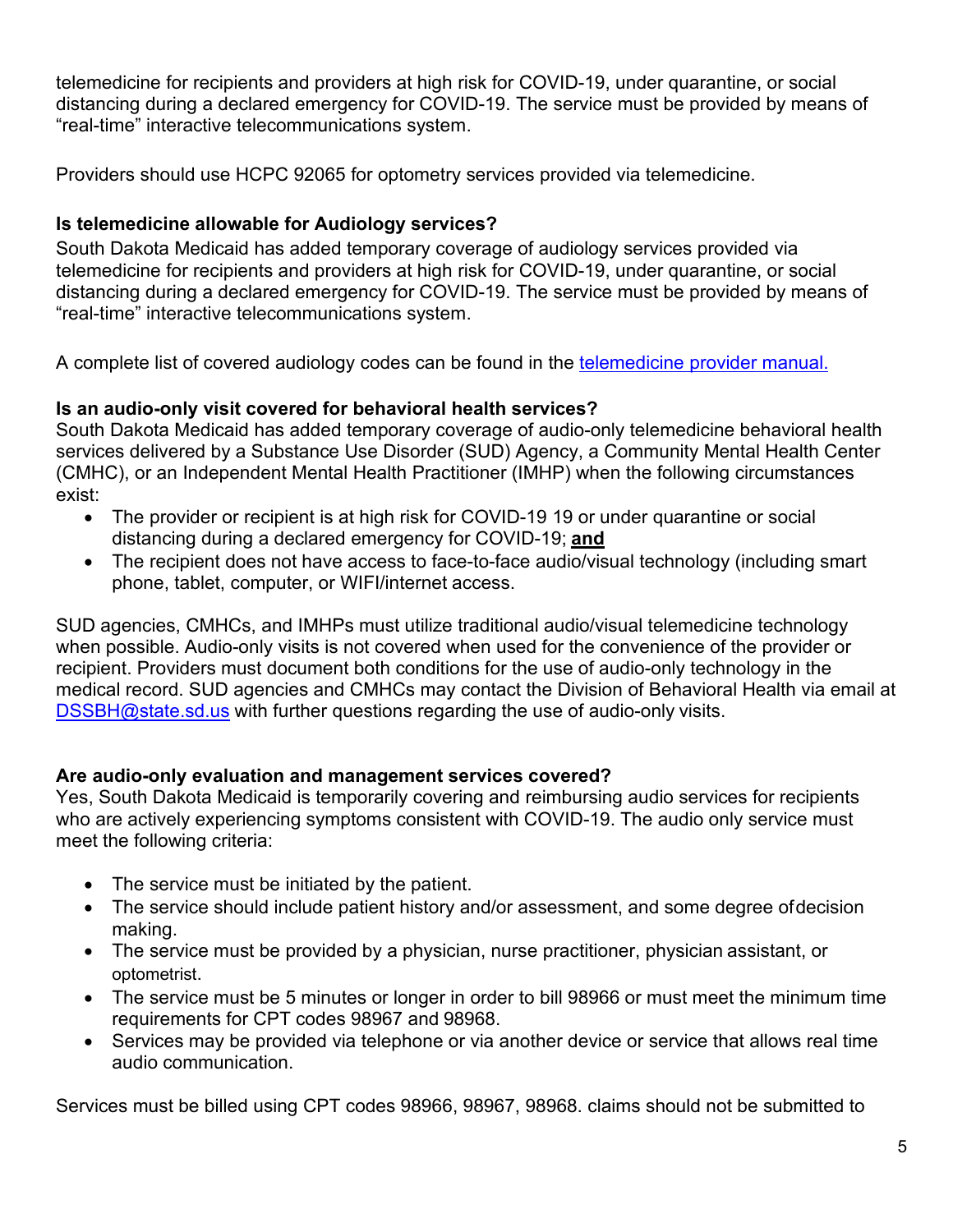telemedicine for recipients and providers at high risk for COVID-19, under quarantine, or social distancing during a declared emergency for COVID-19. The service must be provided by means of "real-time" interactive telecommunications system.

Providers should use HCPC 92065 for optometry services provided via telemedicine.

**Is telemedicine allowable for Audiology services?**

South Dakota Medicaid has added temporary coverage of audiology services provided via telemedicine for recipients and providers at high risk for COVID-19, under quarantine, or social distancing during a declared emergency for COVID-19. The service must be provided by means of "real-time" interactive telecommunications system.

A complete list of covered audiology codes can be found in the [telemedicine provider manual.]()

**Is an audio-only visit covered for behavioral health services?**

South Dakota Medicaid has added temporary coverage of audio-only telemedicine behavioral health services delivered by a Substance Use Disorder (SUD) Agency, a Community Mental Health Center (CMHC), or an Independent Mental Health Practitioner (IMHP) when the following circumstances exist:

- The provider or recipient is at high risk for COVID-19 19 or under quarantine or social distancing during a declared emergency for COVID-19; **and**
- The recipient does not have access to face-to-face audio/visual technology (including smart phone, tablet, computer, or WIFI/internet access.

SUD agencies, CMHCs, and IMHPs must utilize traditional audio/visual telemedicine technology when possible. Audio-only visits is not covered when used for the convenience of the provider or recipient. Providers must document both conditions for the use of audio-only technology in the medical record. SUD agencies and CMHCs may contact the Division of Behavioral Health via email at DSSBH@state.sd.us with further questions regarding the use of audio-only visits.

**Are audio-only evaluation and management services covered?**

Yes, South Dakota Medicaid is temporarily covering and reimbursing audio services for recipients who are actively experiencing symptoms consistent with COVID-19. The audio only service must meet the following criteria:

- The service must be initiated by the patient.
- The service should include patient history and/or assessment, and some degree of decision making.
- The service must be provided by a physician, nurse practitioner, physician assistant, or optometrist.
- The service must be 5 minutes or longer in order to bill 98966 or must meet the minimum time requirements for CPT codes 98967 and 98968.
- Services may be provided via telephone or via another device or service that allows real time audio communication.

Services must be billed using CPT codes 98966, 98967, 98968. claims should not be submitted to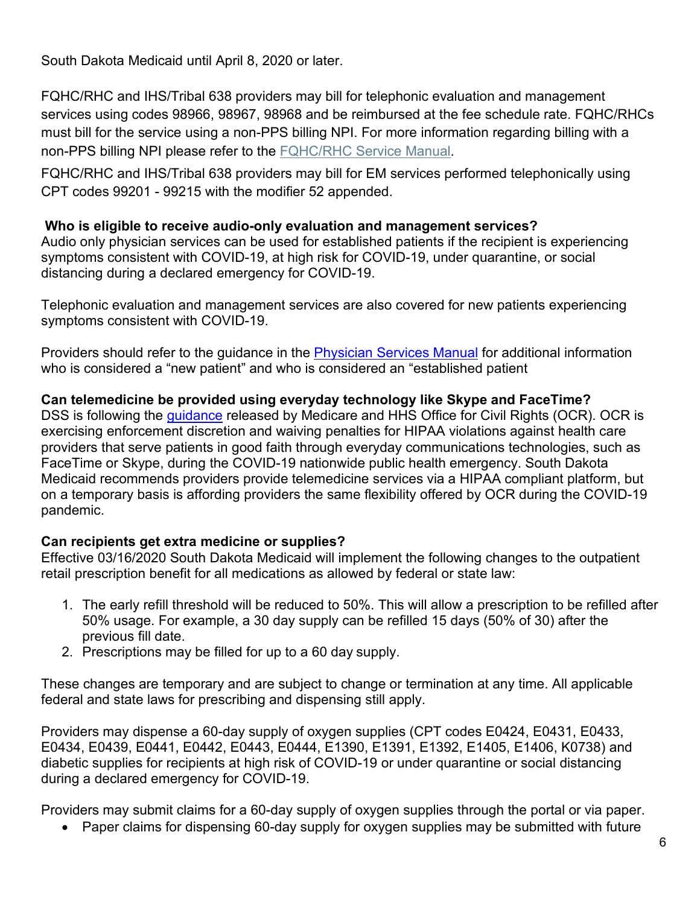South Dakota Medicaid until April 8, 2020 or later.

FQHC/RHC and IHS/Tribal 638 providers may bill for telephonic evaluation and management services using codes 98966, 98967, 98968 and be reimbursed at the fee schedule rate. FQHC/RHCs must bill for the service using a non-PPS billing NPI. For more information regarding billing with a non-PPS billing NPI please refer to the FQHC/RHC Service Manual.

FQHC/RHC and IHS/Tribal 638 providers may bill for EM services performed telephonically using CPT codes 99201 - 99215 with the modifier 52 appended.

**Who is eligible to receive audio-only evaluation and management services?**

Audio only physician services can be used for established patients if the recipient is experiencing symptoms consistent with COVID-19, at high risk for COVID-19, under quarantine, or social distancing during a declared emergency for COVID-19.

Telephonic evaluation and management services are also covered for new patients experiencing symptoms consistent with COVID-19.

Providers should refer to the guidance in the Physician Services Manual for additional information who is considered a "new patient" and who is considered an "established patient

**Can telemedicine be provided using everyday technology like Skype and FaceTime?**

DSS is following the guidance released by Medicare and HHS Office for Civil Rights (OCR). OCR is exercising enforcement discretion and waiving penalties for HIPAA violations against health care providers that serve patients in good faith through everyday communications technologies, such as FaceTime or Skype, during the COVID-19 nationwide public health emergency. South Dakota Medicaid recommends providers provide telemedicine services via a HIPAA compliant platform, but on a temporary basis is affording providers the same flexibility offered by OCR during the COVID-19 pandemic.

**Can recipients get extra medicine or supplies?**

Effective 03/16/2020 South Dakota Medicaid will implement the following changes to the outpatient retail prescription benefit for all medications as allowed by federal or state law:

1. The early refill threshold will be reduced to 50%. This will allow a prescription to be refilled after 50% usage. For example, a 30 day supply can be refilled 15 days (50% of 30) after the previous fill date.
2. Prescriptions may be filled for up to a 60 day supply.

These changes are temporary and are subject to change or termination at any time. All applicable federal and state laws for prescribing and dispensing still apply.

Providers may dispense a 60-day supply of oxygen supplies (CPT codes E0424, E0431, E0433, E0434, E0439, E0441, E0442, E0443, E0444, E1390, E1391, E1392, E1405, E1406, K0738) and diabetic supplies for recipients at high risk of COVID-19 or under quarantine or social distancing during a declared emergency for COVID-19.

Providers may submit claims for a 60-day supply of oxygen supplies through the portal or via paper.

- Paper claims for dispensing 60-day supply for oxygen supplies may be submitted with future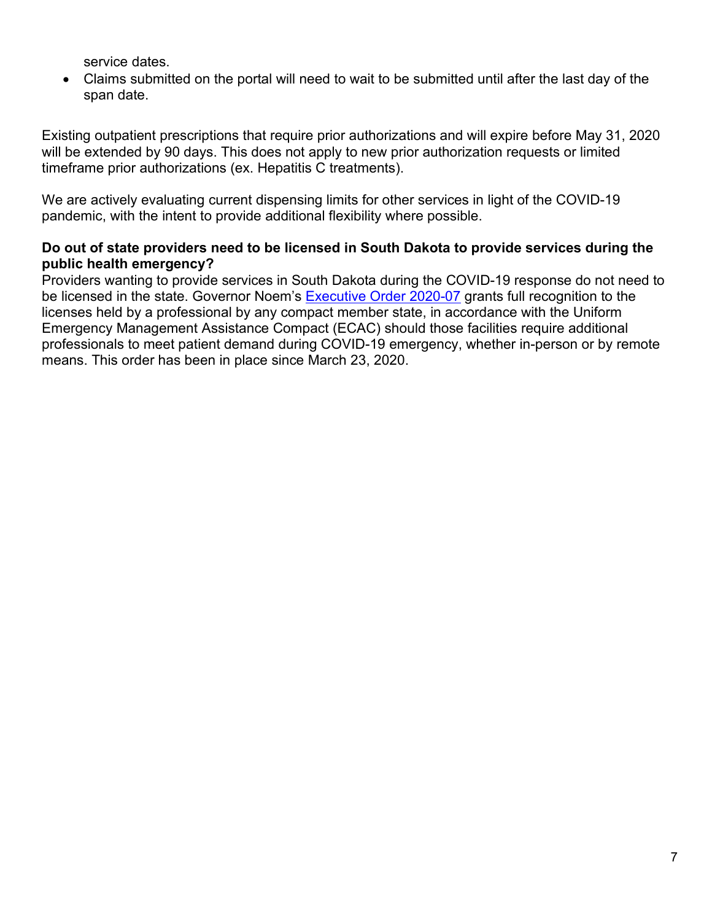service dates.

- Claims submitted on the portal will need to wait to be submitted until after the last day of the span date.

Existing outpatient prescriptions that require prior authorizations and will expire before May 31, 2020 will be extended by 90 days. This does not apply to new prior authorization requests or limited timeframe prior authorizations (ex. Hepatitis C treatments).

We are actively evaluating current dispensing limits for other services in light of the COVID-19 pandemic, with the intent to provide additional flexibility where possible.

**Do out of state providers need to be licensed in South Dakota to provide services during the public health emergency?**

Providers wanting to provide services in South Dakota during the COVID-19 response do not need to be licensed in the state. Governor Noem's Executive Order 2020-07 grants full recognition to the licenses held by a professional by any compact member state, in accordance with the Uniform Emergency Management Assistance Compact (ECAC) should those facilities require additional professionals to meet patient demand during COVID-19 emergency, whether in-person or by remote means. This order has been in place since March 23, 2020.